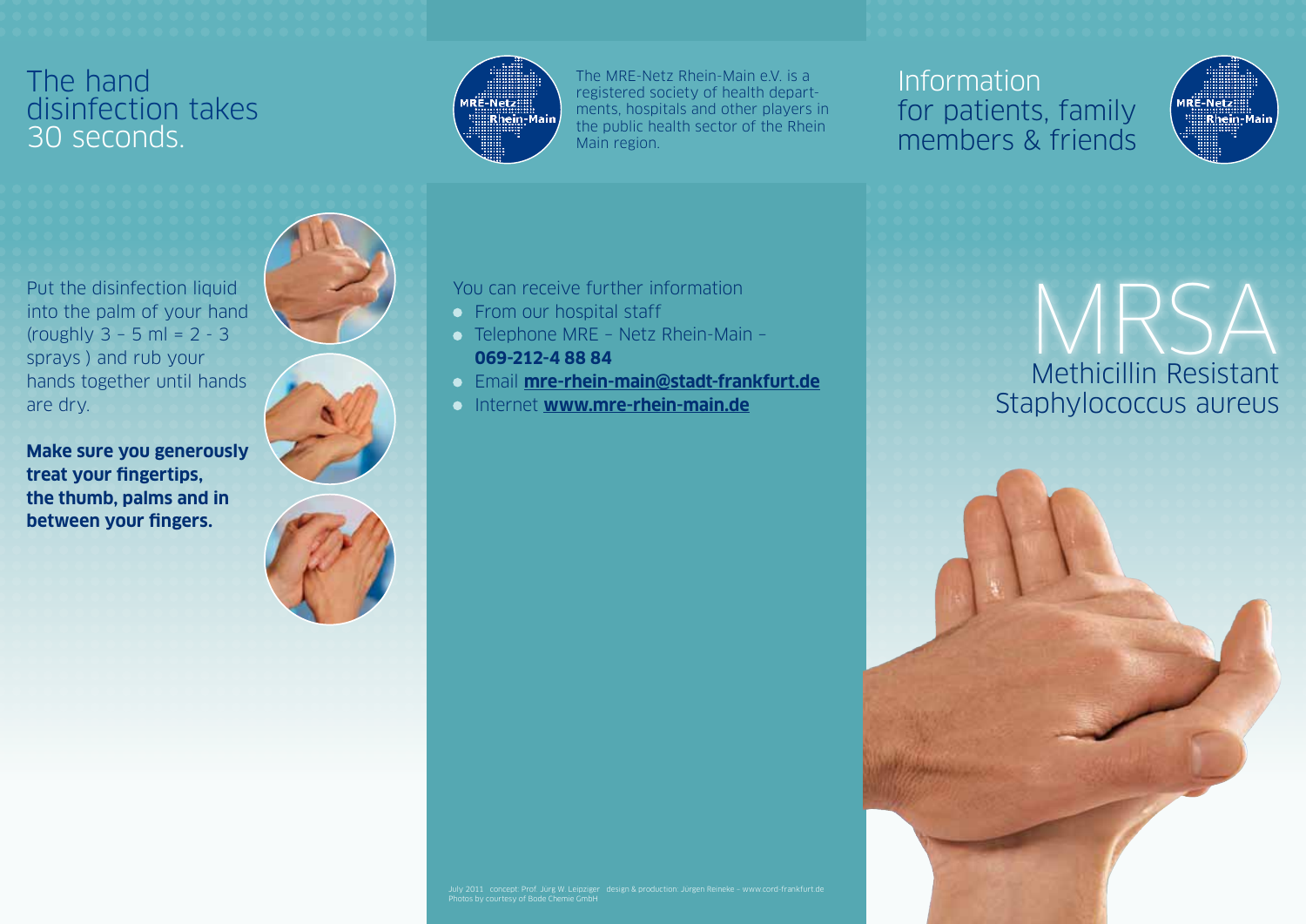# The hand disinfection takes 30 seconds.

Put the disinfection liquid into the palm of your hand (roughly 3 – 5 ml = 2 - 3 sprays ) and rub your hands together until hands are dry.

**Make sure you generously treat your fingertips, the thumb, palms and in between your fingers.**

MRE-Netz Rhein-Main

The MRE-Netz Rhein-Main e.V. is a registered society of health departments, hospitals and other players in the public health sector of the Rhein Main region.

You can receive further information

- From our hospital staff
- Telephone MRE – Netz Rhein-Main – **069-212-4 88 84**
- Email **mre-rhein-main@stadt-frankfurt.de**
- Internet **www.mre-rhein-main.de**

July 2011 concept: Prof. Jürg W. Leipziger design & production: Jürgen Reineke – www.cord-frankfurt.de
Photos by courtesy of Bode Chemie GmbH

## Information for patients, family members & friends

MRE-Netz Rhein-Main

# MRSA

## Methicillin Resistant Staphylococcus aureus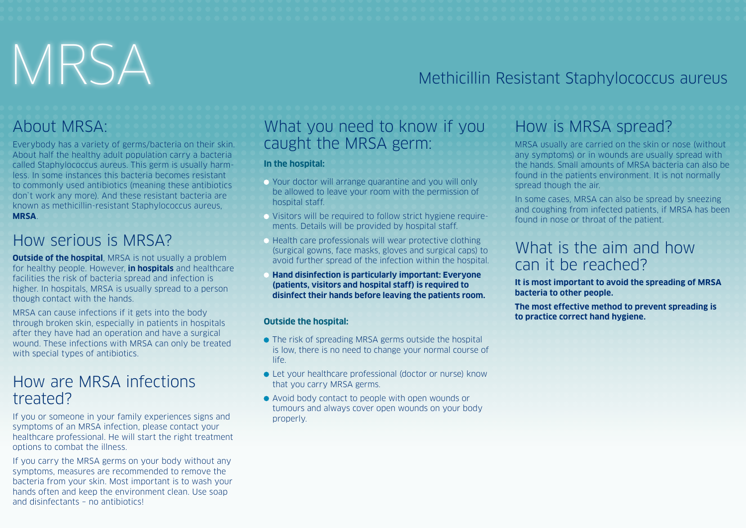# MRSA

## Methicillin Resistant Staphylococcus aureus

## About MRSA:

Everybody has a variety of germs/bacteria on their skin. About half the healthy adult population carry a bacteria called Staphylococcus aureus. This germ is usually harmless. In some instances this bacteria becomes resistant to commonly used antibiotics (meaning these antibiotics don`t work any more). And these resistant bacteria are known as methicillin-resistant Staphylococcus aureus, **MRSA**.

## How serious is MRSA?

**Outside of the hospital**, MRSA is not usually a problem for healthy people. However, **in hospitals** and healthcare facilities the risk of bacteria spread and infection is higher. In hospitals, MRSA is usually spread to a person though contact with the hands.

MRSA can cause infections if it gets into the body through broken skin, especially in patients in hospitals after they have had an operation and have a surgical wound. These infections with MRSA can only be treated with special types of antibiotics.

## How are MRSA infections treated?

If you or someone in your family experiences signs and symptoms of an MRSA infection, please contact your healthcare professional. He will start the right treatment options to combat the illness.

If you carry the MRSA germs on your body without any symptoms, measures are recommended to remove the bacteria from your skin. Most important is to wash your hands often and keep the environment clean. Use soap and disinfectants – no antibiotics!

## What you need to know if you caught the MRSA germ:

**In the hospital:**

- Your doctor will arrange quarantine and you will only be allowed to leave your room with the permission of hospital staff.
- Visitors will be required to follow strict hygiene requirements. Details will be provided by hospital staff.
- Health care professionals will wear protective clothing (surgical gowns, face masks, gloves and surgical caps) to avoid further spread of the infection within the hospital.
- **Hand disinfection is particularly important: Everyone (patients, visitors and hospital staff) is required to disinfect their hands before leaving the patients room.**

**Outside the hospital:**

- The risk of spreading MRSA germs outside the hospital is low, there is no need to change your normal course of life.
- Let your healthcare professional (doctor or nurse) know that you carry MRSA germs.
- Avoid body contact to people with open wounds or tumours and always cover open wounds on your body properly.

## How is MRSA spread?

MRSA usually are carried on the skin or nose (without any symptoms) or in wounds are usually spread with the hands. Small amounts of MRSA bacteria can also be found in the patients environment. It is not normally spread though the air.

In some cases, MRSA can also be spread by sneezing and coughing from infected patients, if MRSA has been found in nose or throat of the patient.

## What is the aim and how can it be reached?

**It is most important to avoid the spreading of MRSA bacteria to other people.**

**The most effective method to prevent spreading is to practice correct hand hygiene.**